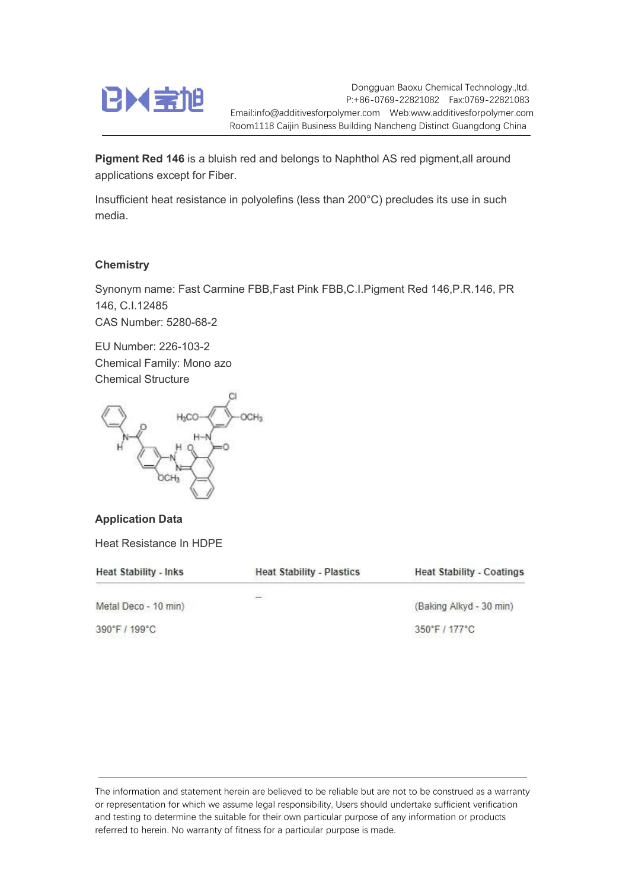Dongguan Baoxu Chemical Technology.,ltd.
P:+86-0769-22821082 Fax:0769-22821083
Email:info@additivesforpolymer.com Web:www.additivesforpolymer.com
Room1118 Caijin Business Building Nancheng Distinct Guangdong China

**Pigment Red 146** is a bluish red and belongs to Naphthol AS red pigment,all around applications except for Fiber.

Insufficient heat resistance in polyolefins (less than 200°C) precludes its use in such media.

## Chemistry

Synonym name: Fast Carmine FBB,Fast Pink FBB,C.I.Pigment Red 146,P.R.146, PR 146, C.I.12485
CAS Number: 5280-68-2

EU Number: 226-103-2
Chemical Family: Mono azo
Chemical Structure

## Application Data

Heat Resistance In HDPE

| Heat Stability - Inks | Heat Stability - Plastics | Heat Stability - Coatings |
|---|---|---|
| Metal Deco - 10 min) | -- | (Baking Alkyd - 30 min) |
| 390°F / 199°C | | 350°F / 177°C |

The information and statement herein are believed to be reliable but are not to be construed as a warranty or representation for which we assume legal responsibility, Users should undertake sufficient verification and testing to determine the suitable for their own particular purpose of any information or products referred to herein. No warranty of fitness for a particular purpose is made.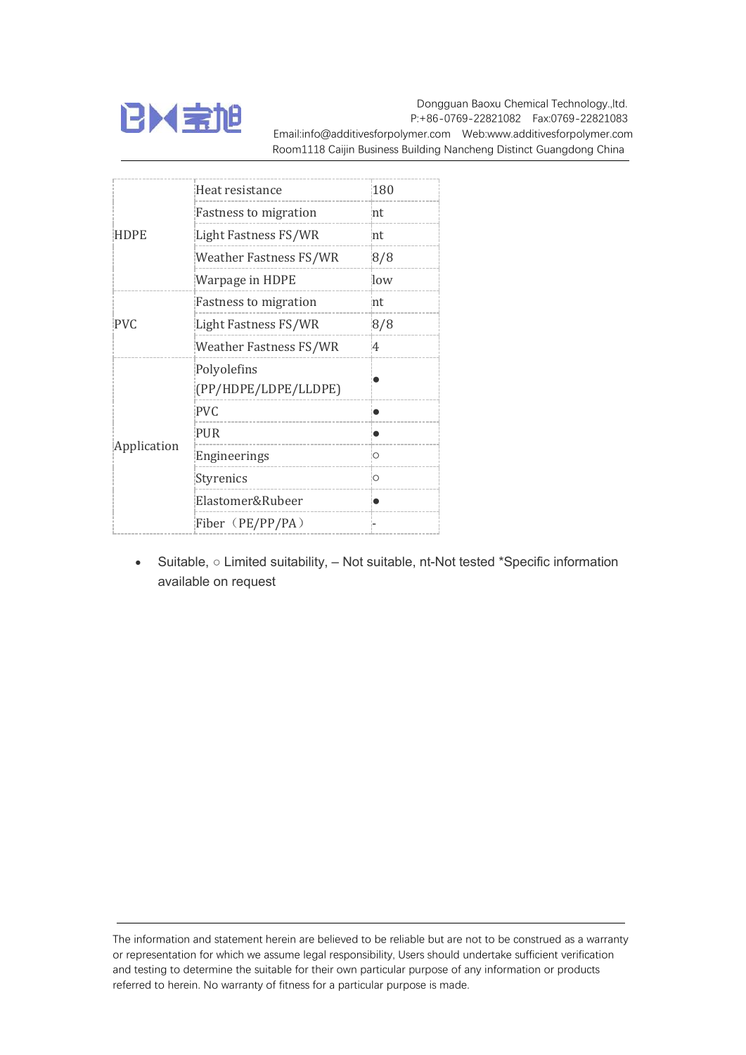| | | |
|---|---|---|
| HDPE | Heat resistance | 180 |
| | Fastness to migration | nt |
| | Light Fastness FS/WR | nt |
| | Weather Fastness FS/WR | 8/8 |
| | Warpage in HDPE | low |
| PVC | Fastness to migration | nt |
| | Light Fastness FS/WR | 8/8 |
| | Weather Fastness FS/WR | 4 |
| Application | Polyolefins (PP/HDPE/LDPE/LLDPE) | ● |
| | PVC | ● |
| | PUR | ● |
| | Engineerings | ○ |
| | Styrenics | ○ |
| | Elastomer&Rubeer | ● |
| | Fiber（PE/PP/PA） | - |

- Suitable, ○ Limited suitability, – Not suitable, nt-Not tested *Specific information available on request

---

The information and statement herein are believed to be reliable but are not to be construed as a warranty or representation for which we assume legal responsibility, Users should undertake sufficient verification and testing to determine the suitable for their own particular purpose of any information or products referred to herein. No warranty of fitness for a particular purpose is made.